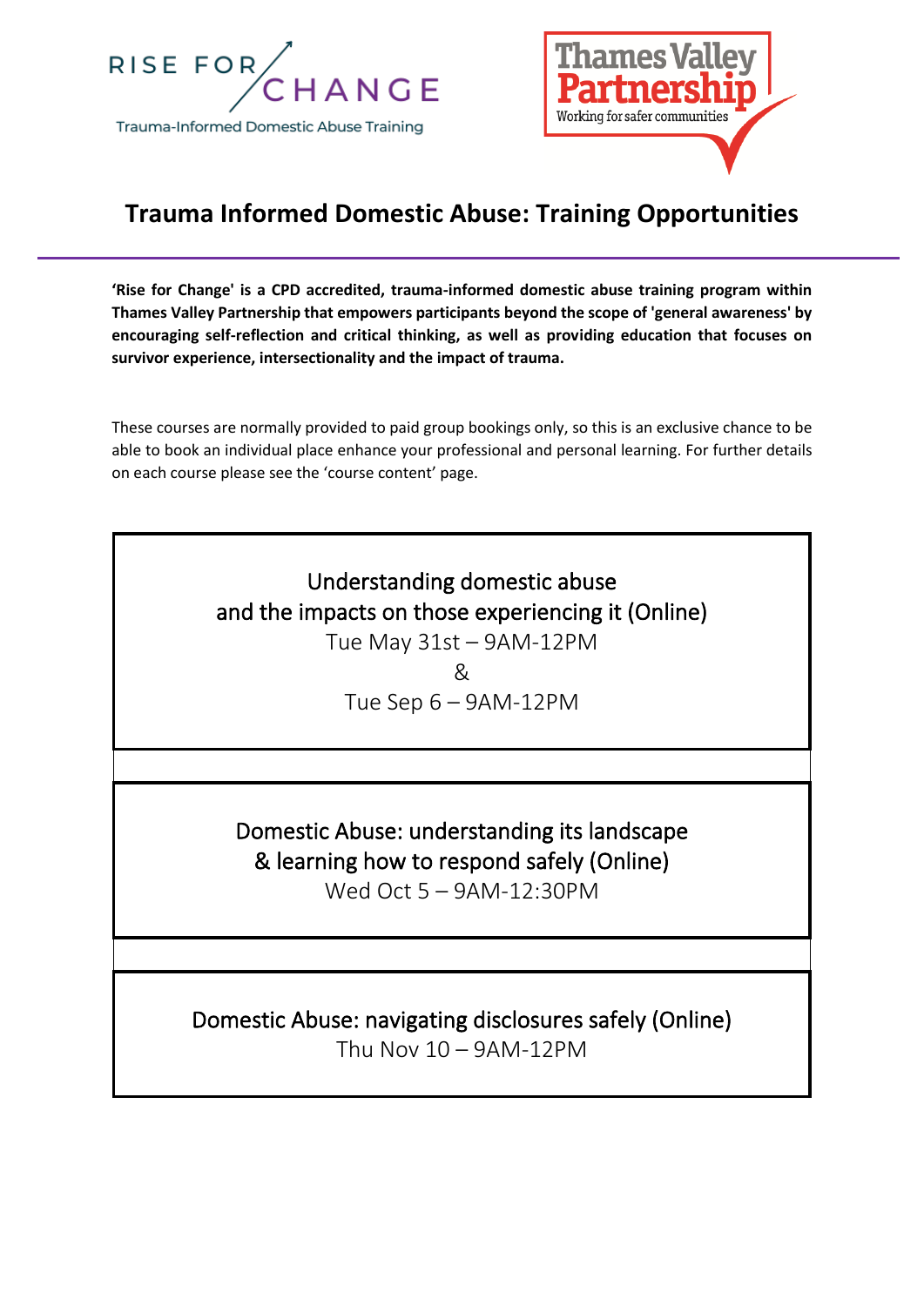RISE FOR CHANGE

Trauma-Informed Domestic Abuse Training

Thames Valley Partnership

Working for safer communities

# Trauma Informed Domestic Abuse: Training Opportunities

**'Rise for Change' is a CPD accredited, trauma-informed domestic abuse training program within Thames Valley Partnership that empowers participants beyond the scope of 'general awareness' by encouraging self-reflection and critical thinking, as well as providing education that focuses on survivor experience, intersectionality and the impact of trauma.**

These courses are normally provided to paid group bookings only, so this is an exclusive chance to be able to book an individual place enhance your professional and personal learning. For further details on each course please see the 'course content' page.

Understanding domestic abuse
and the impacts on those experiencing it (Online)
Tue May 31st – 9AM-12PM
&
Tue Sep 6 – 9AM-12PM

Domestic Abuse: understanding its landscape
& learning how to respond safely (Online)
Wed Oct 5 – 9AM-12:30PM

Domestic Abuse: navigating disclosures safely (Online)
Thu Nov 10 – 9AM-12PM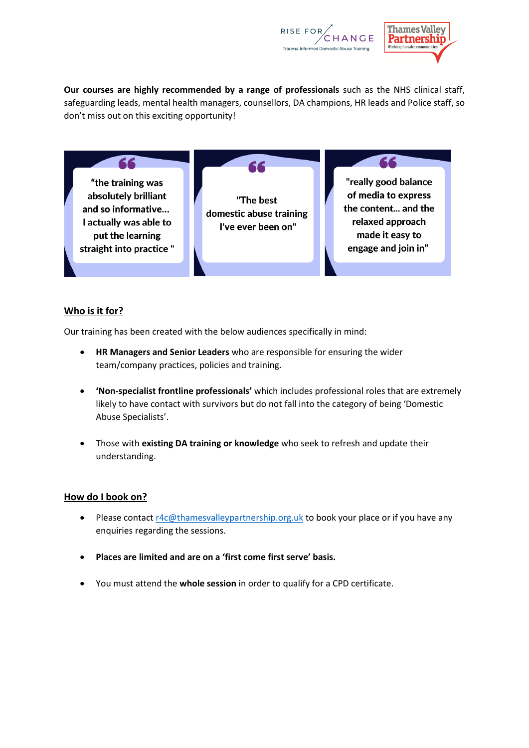**Our courses are highly recommended by a range of professionals** such as the NHS clinical staff, safeguarding leads, mental health managers, counsellors, DA champions, HR leads and Police staff, so don't miss out on this exciting opportunity!

> **"the training was absolutely brilliant and so informative… I actually was able to put the learning straight into practice "**

> **"The best domestic abuse training I've ever been on"**

> **"really good balance of media to express the content… and the relaxed approach made it easy to engage and join in"**

## Who is it for?

Our training has been created with the below audiences specifically in mind:

- **HR Managers and Senior Leaders** who are responsible for ensuring the wider team/company practices, policies and training.
- **'Non-specialist frontline professionals'** which includes professional roles that are extremely likely to have contact with survivors but do not fall into the category of being 'Domestic Abuse Specialists'.
- Those with **existing DA training or knowledge** who seek to refresh and update their understanding.

## How do I book on?

- Please contact r4c@thamesvalleypartnership.org.uk to book your place or if you have any enquiries regarding the sessions.
- **Places are limited and are on a 'first come first serve' basis.**
- You must attend the **whole session** in order to qualify for a CPD certificate.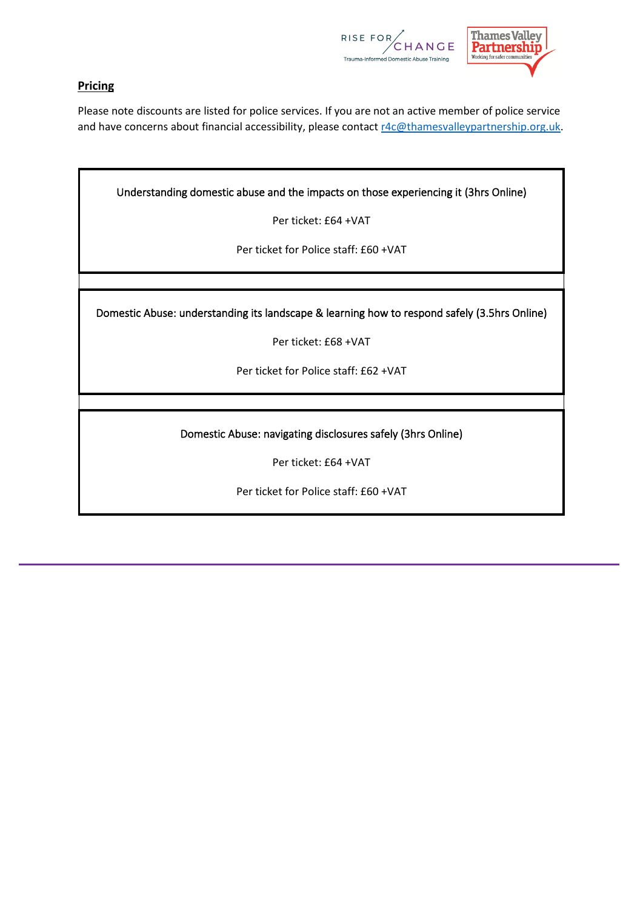## Pricing

Please note discounts are listed for police services. If you are not an active member of police service and have concerns about financial accessibility, please contact r4c@thamesvalleypartnership.org.uk.

Understanding domestic abuse and the impacts on those experiencing it (3hrs Online)

Per ticket: £64 +VAT

Per ticket for Police staff: £60 +VAT

Domestic Abuse: understanding its landscape & learning how to respond safely (3.5hrs Online)

Per ticket: £68 +VAT

Per ticket for Police staff: £62 +VAT

Domestic Abuse: navigating disclosures safely (3hrs Online)

Per ticket: £64 +VAT

Per ticket for Police staff: £60 +VAT